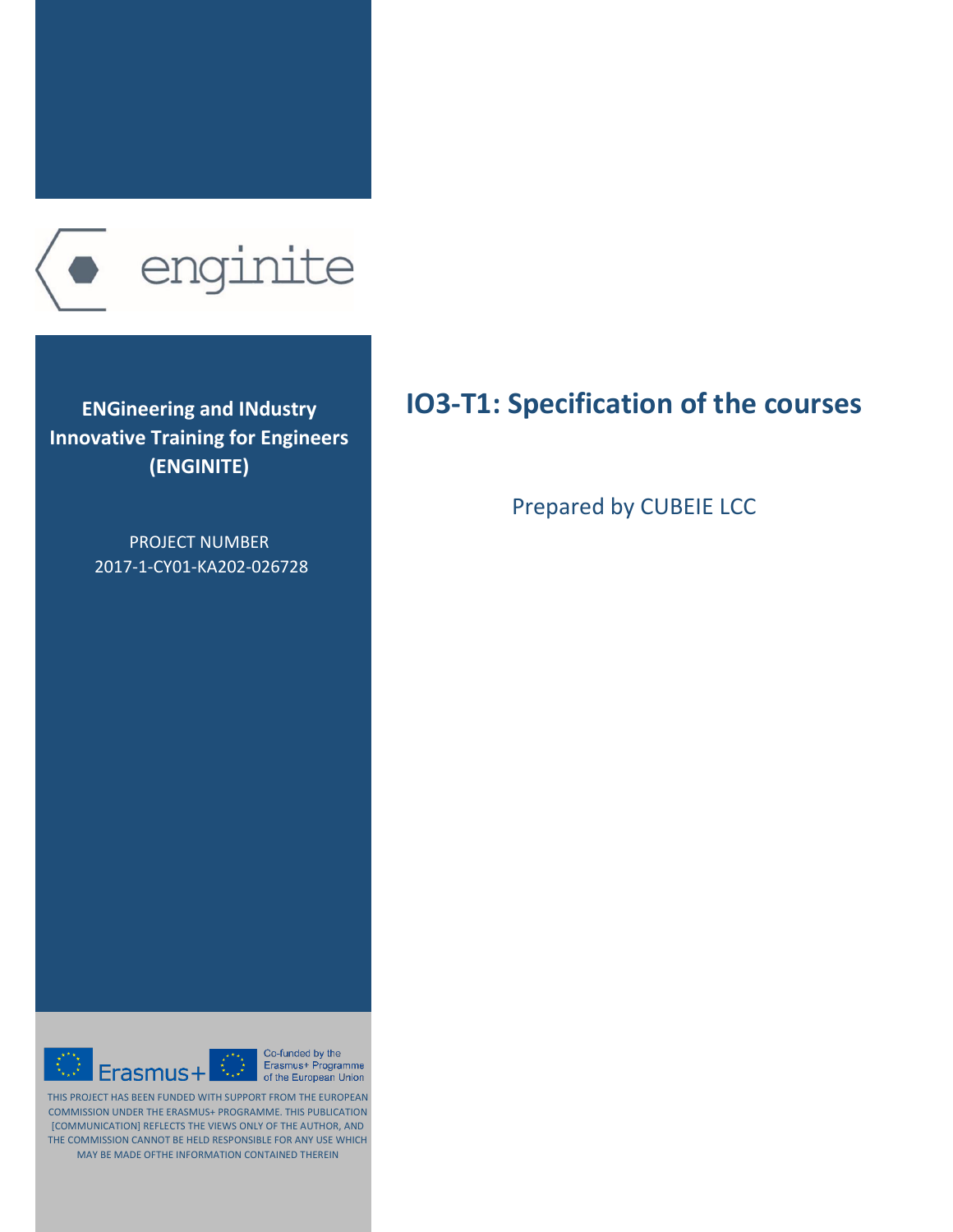enginite

**ENGineering and INdustry Innovative Training for Engineers (ENGINITE)**

PROJECT NUMBER
2017-1-CY01-KA202-026728

# IO3-T1: Specification of the courses

Prepared by CUBEIE LCC

Erasmus+

Co-funded by the Erasmus+ Programme of the European Union

THIS PROJECT HAS BEEN FUNDED WITH SUPPORT FROM THE EUROPEAN COMMISSION UNDER THE ERASMUS+ PROGRAMME. THIS PUBLICATION [COMMUNICATION] REFLECTS THE VIEWS ONLY OF THE AUTHOR, AND THE COMMISSION CANNOT BE HELD RESPONSIBLE FOR ANY USE WHICH MAY BE MADE OFTHE INFORMATION CONTAINED THEREIN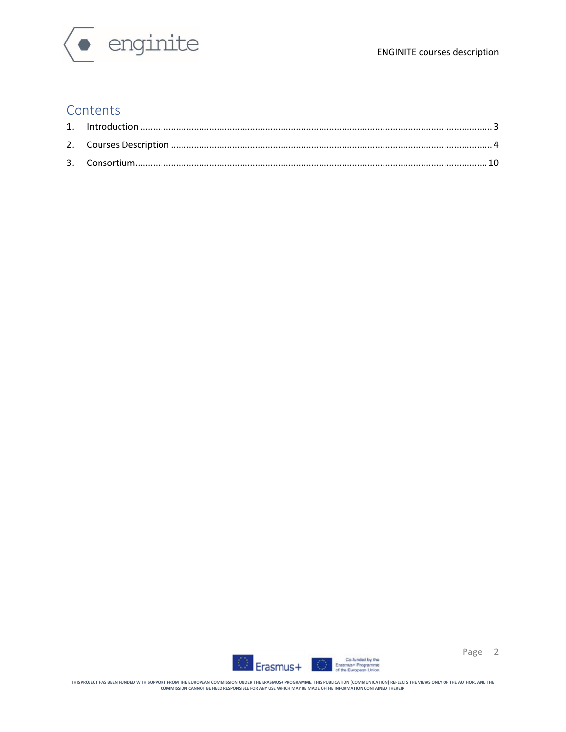# Contents

1. Introduction ........................................................................................................................................ 3
2. Courses Description ............................................................................................................................ 4
3. Consortium.......................................................................................................................................... 10

THIS PROJECT HAS BEEN FUNDED WITH SUPPORT FROM THE EUROPEAN COMMISSION UNDER THE ERASMUS+ PROGRAMME. THIS PUBLICATION [COMMUNICATION] REFLECTS THE VIEWS ONLY OF THE AUTHOR, AND THE COMMISSION CANNOT BE HELD RESPONSIBLE FOR ANY USE WHICH MAY BE MADE OFTHE INFORMATION CONTAINED THEREIN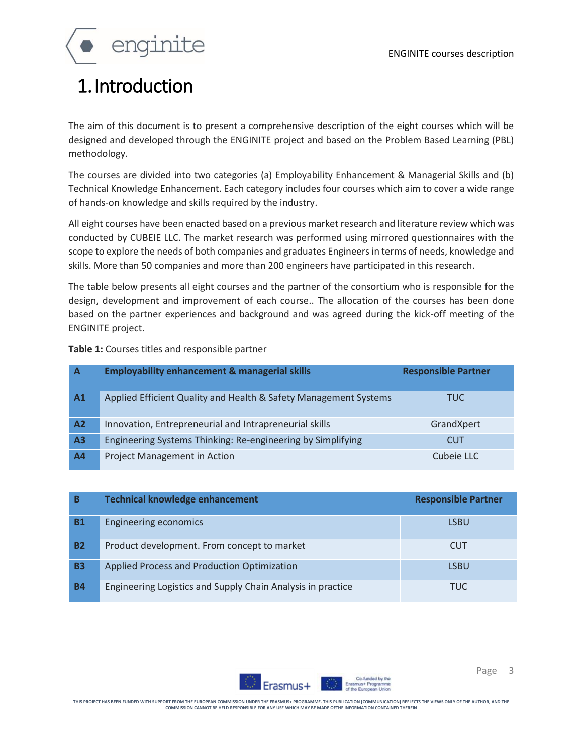# 1. Introduction

The aim of this document is to present a comprehensive description of the eight courses which will be designed and developed through the ENGINITE project and based on the Problem Based Learning (PBL) methodology.

The courses are divided into two categories (a) Employability Enhancement & Managerial Skills and (b) Technical Knowledge Enhancement. Each category includes four courses which aim to cover a wide range of hands-on knowledge and skills required by the industry.

All eight courses have been enacted based on a previous market research and literature review which was conducted by CUBEIE LLC. The market research was performed using mirrored questionnaires with the scope to explore the needs of both companies and graduates Engineers in terms of needs, knowledge and skills. More than 50 companies and more than 200 engineers have participated in this research.

The table below presents all eight courses and the partner of the consortium who is responsible for the design, development and improvement of each course.. The allocation of the courses has been done based on the partner experiences and background and was agreed during the kick-off meeting of the ENGINITE project.

**Table 1:** Courses titles and responsible partner

| A | Employability enhancement & managerial skills | Responsible Partner |
|---|---|---|
| A1 | Applied Efficient Quality and Health & Safety Management Systems | TUC |
| A2 | Innovation, Entrepreneurial and Intrapreneurial skills | GrandXpert |
| A3 | Engineering Systems Thinking: Re-engineering by Simplifying | CUT |
| A4 | Project Management in Action | Cubeie LLC |

| B | Technical knowledge enhancement | Responsible Partner |
|---|---|---|
| B1 | Engineering economics | LSBU |
| B2 | Product development. From concept to market | CUT |
| B3 | Applied Process and Production Optimization | LSBU |
| B4 | Engineering Logistics and Supply Chain Analysis in practice | TUC |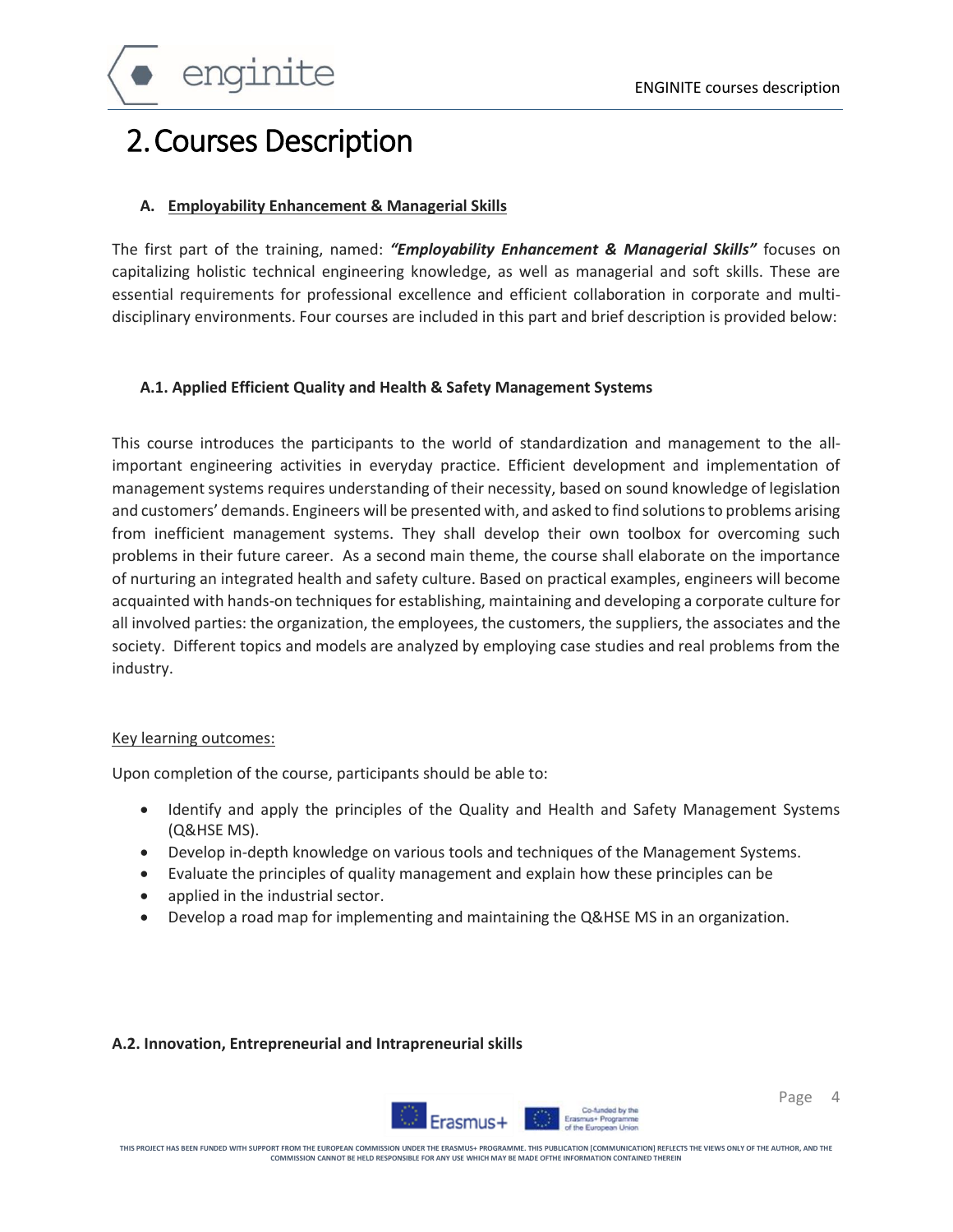# 2. Courses Description

### A. Employability Enhancement & Managerial Skills

The first part of the training, named: ***"Employability Enhancement & Managerial Skills"*** focuses on capitalizing holistic technical engineering knowledge, as well as managerial and soft skills. These are essential requirements for professional excellence and efficient collaboration in corporate and multi-disciplinary environments. Four courses are included in this part and brief description is provided below:

#### A.1. Applied Efficient Quality and Health & Safety Management Systems

This course introduces the participants to the world of standardization and management to the all-important engineering activities in everyday practice. Efficient development and implementation of management systems requires understanding of their necessity, based on sound knowledge of legislation and customers' demands. Engineers will be presented with, and asked to find solutions to problems arising from inefficient management systems. They shall develop their own toolbox for overcoming such problems in their future career. As a second main theme, the course shall elaborate on the importance of nurturing an integrated health and safety culture. Based on practical examples, engineers will become acquainted with hands-on techniques for establishing, maintaining and developing a corporate culture for all involved parties: the organization, the employees, the customers, the suppliers, the associates and the society. Different topics and models are analyzed by employing case studies and real problems from the industry.

Key learning outcomes:

Upon completion of the course, participants should be able to:

- Identify and apply the principles of the Quality and Health and Safety Management Systems (Q&HSE MS).
- Develop in-depth knowledge on various tools and techniques of the Management Systems.
- Evaluate the principles of quality management and explain how these principles can be
- applied in the industrial sector.
- Develop a road map for implementing and maintaining the Q&HSE MS in an organization.

#### A.2. Innovation, Entrepreneurial and Intrapreneurial skills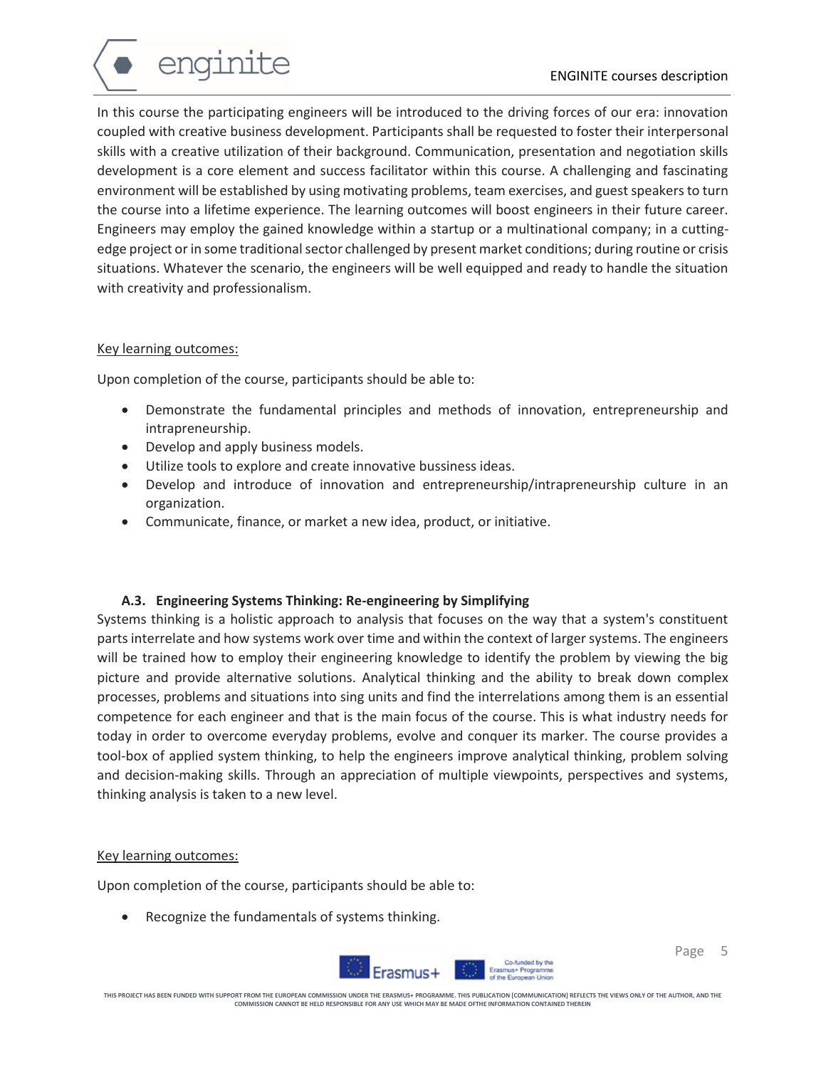In this course the participating engineers will be introduced to the driving forces of our era: innovation coupled with creative business development. Participants shall be requested to foster their interpersonal skills with a creative utilization of their background. Communication, presentation and negotiation skills development is a core element and success facilitator within this course. A challenging and fascinating environment will be established by using motivating problems, team exercises, and guest speakers to turn the course into a lifetime experience. The learning outcomes will boost engineers in their future career. Engineers may employ the gained knowledge within a startup or a multinational company; in a cutting-edge project or in some traditional sector challenged by present market conditions; during routine or crisis situations. Whatever the scenario, the engineers will be well equipped and ready to handle the situation with creativity and professionalism.

Key learning outcomes:

Upon completion of the course, participants should be able to:

- Demonstrate the fundamental principles and methods of innovation, entrepreneurship and intrapreneurship.
- Develop and apply business models.
- Utilize tools to explore and create innovative bussiness ideas.
- Develop and introduce of innovation and entrepreneurship/intrapreneurship culture in an organization.
- Communicate, finance, or market a new idea, product, or initiative.

### A.3. Engineering Systems Thinking: Re-engineering by Simplifying

Systems thinking is a holistic approach to analysis that focuses on the way that a system's constituent parts interrelate and how systems work over time and within the context of larger systems. The engineers will be trained how to employ their engineering knowledge to identify the problem by viewing the big picture and provide alternative solutions. Analytical thinking and the ability to break down complex processes, problems and situations into sing units and find the interrelations among them is an essential competence for each engineer and that is the main focus of the course. This is what industry needs for today in order to overcome everyday problems, evolve and conquer its marker. The course provides a tool-box of applied system thinking, to help the engineers improve analytical thinking, problem solving and decision-making skills. Through an appreciation of multiple viewpoints, perspectives and systems, thinking analysis is taken to a new level.

Key learning outcomes:

Upon completion of the course, participants should be able to:

- Recognize the fundamentals of systems thinking.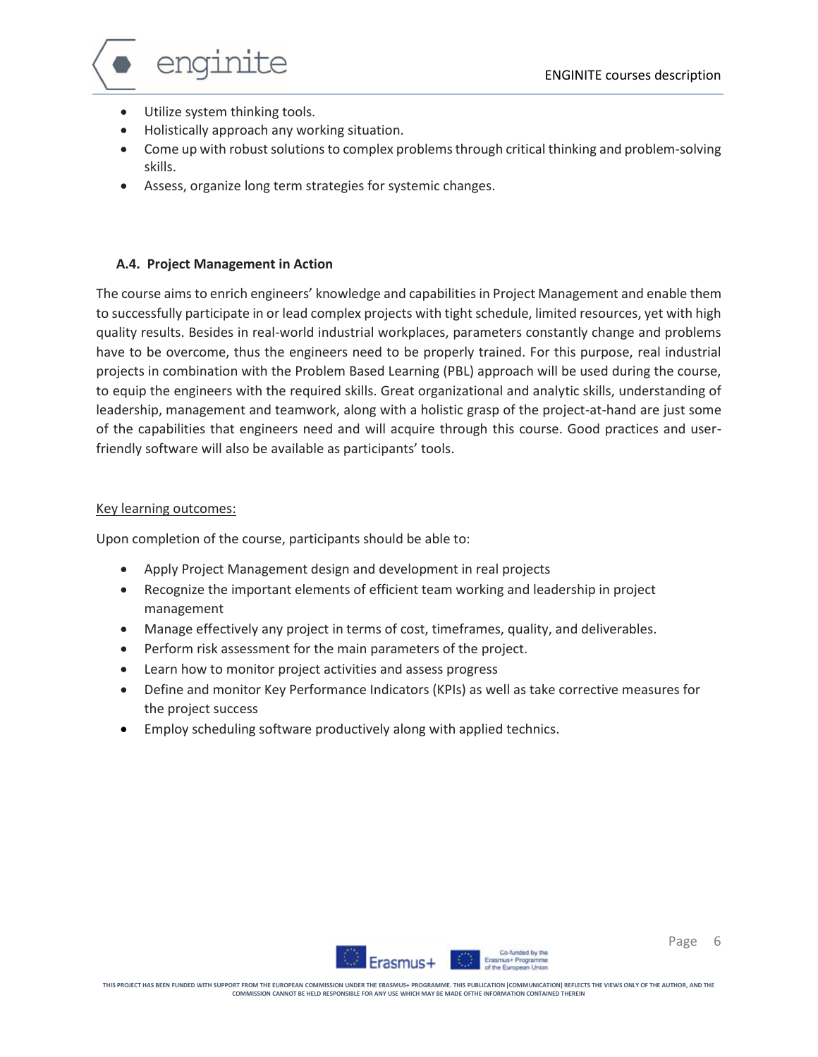- Utilize system thinking tools.
- Holistically approach any working situation.
- Come up with robust solutions to complex problems through critical thinking and problem-solving skills.
- Assess, organize long term strategies for systemic changes.

### A.4. Project Management in Action

The course aims to enrich engineers' knowledge and capabilities in Project Management and enable them to successfully participate in or lead complex projects with tight schedule, limited resources, yet with high quality results. Besides in real-world industrial workplaces, parameters constantly change and problems have to be overcome, thus the engineers need to be properly trained. For this purpose, real industrial projects in combination with the Problem Based Learning (PBL) approach will be used during the course, to equip the engineers with the required skills. Great organizational and analytic skills, understanding of leadership, management and teamwork, along with a holistic grasp of the project-at-hand are just some of the capabilities that engineers need and will acquire through this course. Good practices and user-friendly software will also be available as participants' tools.

<u>Key learning outcomes:</u>

Upon completion of the course, participants should be able to:

- Apply Project Management design and development in real projects
- Recognize the important elements of efficient team working and leadership in project management
- Manage effectively any project in terms of cost, timeframes, quality, and deliverables.
- Perform risk assessment for the main parameters of the project.
- Learn how to monitor project activities and assess progress
- Define and monitor Key Performance Indicators (KPIs) as well as take corrective measures for the project success
- Employ scheduling software productively along with applied technics.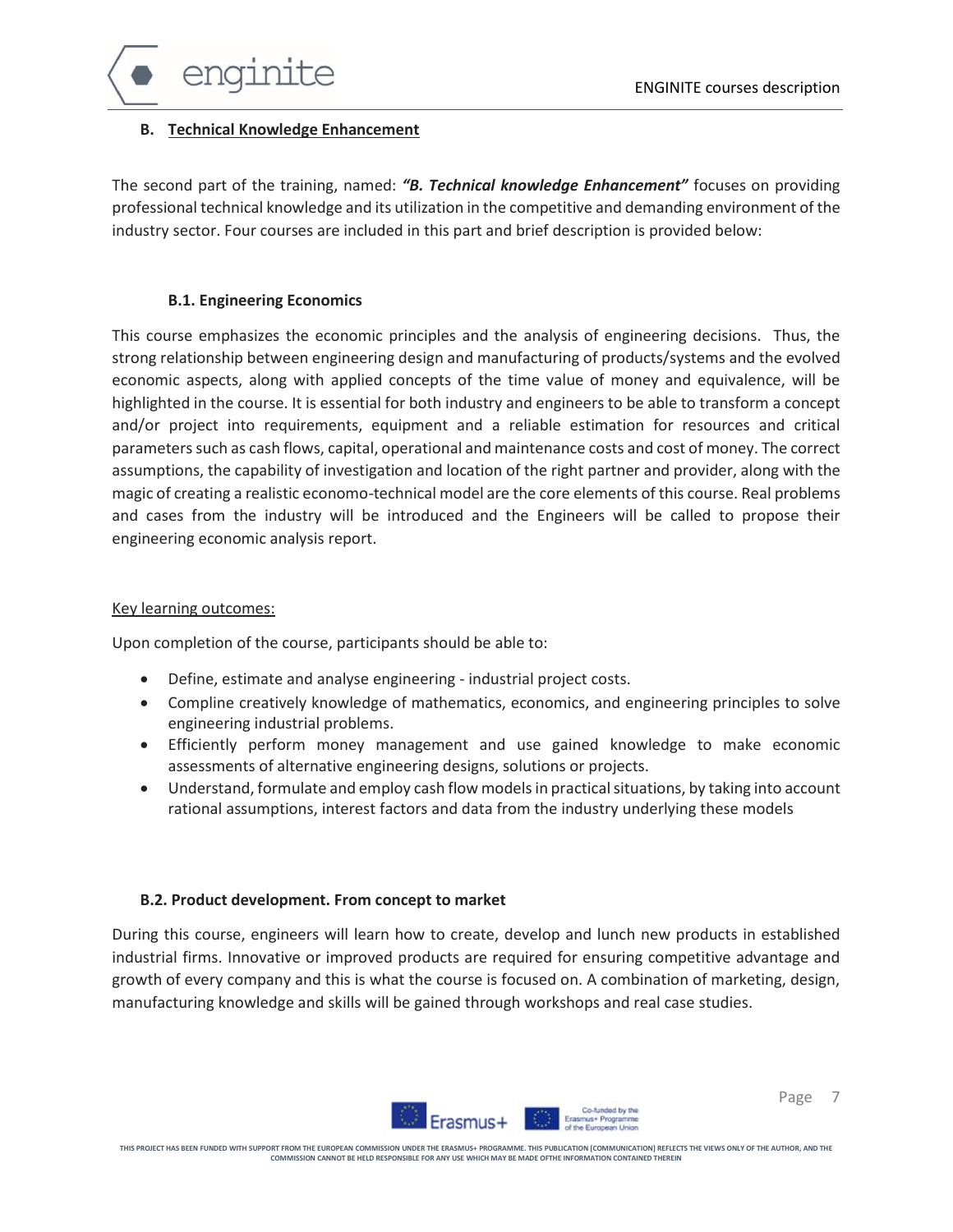## B. Technical Knowledge Enhancement

The second part of the training, named: ***"B. Technical knowledge Enhancement"*** focuses on providing professional technical knowledge and its utilization in the competitive and demanding environment of the industry sector. Four courses are included in this part and brief description is provided below:

### B.1. Engineering Economics

This course emphasizes the economic principles and the analysis of engineering decisions. Thus, the strong relationship between engineering design and manufacturing of products/systems and the evolved economic aspects, along with applied concepts of the time value of money and equivalence, will be highlighted in the course. It is essential for both industry and engineers to be able to transform a concept and/or project into requirements, equipment and a reliable estimation for resources and critical parameters such as cash flows, capital, operational and maintenance costs and cost of money. The correct assumptions, the capability of investigation and location of the right partner and provider, along with the magic of creating a realistic economo-technical model are the core elements of this course. Real problems and cases from the industry will be introduced and the Engineers will be called to propose their engineering economic analysis report.

Key learning outcomes:

Upon completion of the course, participants should be able to:

- Define, estimate and analyse engineering - industrial project costs.
- Compline creatively knowledge of mathematics, economics, and engineering principles to solve engineering industrial problems.
- Efficiently perform money management and use gained knowledge to make economic assessments of alternative engineering designs, solutions or projects.
- Understand, formulate and employ cash flow models in practical situations, by taking into account rational assumptions, interest factors and data from the industry underlying these models

### B.2. Product development. From concept to market

During this course, engineers will learn how to create, develop and lunch new products in established industrial firms. Innovative or improved products are required for ensuring competitive advantage and growth of every company and this is what the course is focused on. A combination of marketing, design, manufacturing knowledge and skills will be gained through workshops and real case studies.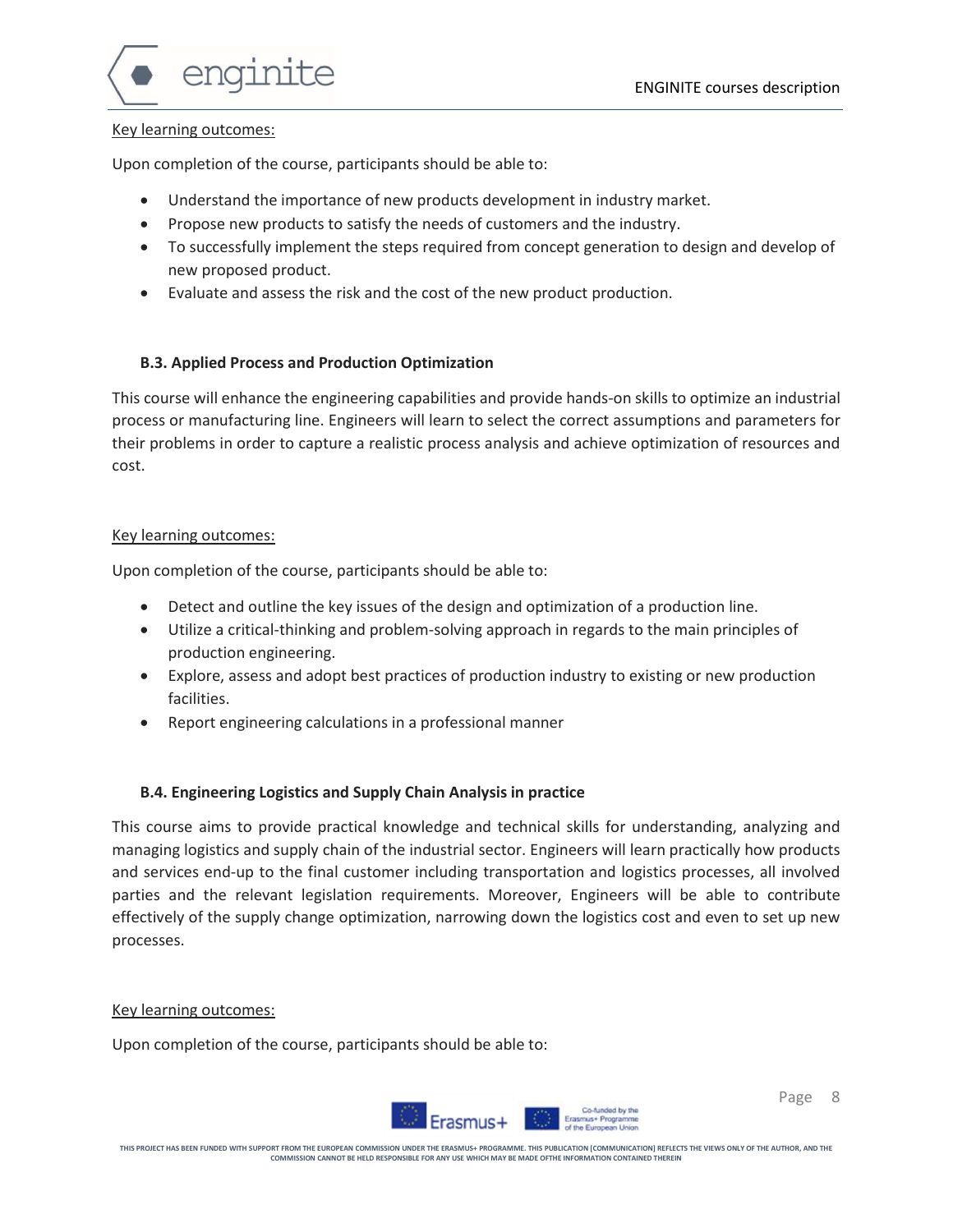Key learning outcomes:

Upon completion of the course, participants should be able to:

- Understand the importance of new products development in industry market.
- Propose new products to satisfy the needs of customers and the industry.
- To successfully implement the steps required from concept generation to design and develop of new proposed product.
- Evaluate and assess the risk and the cost of the new product production.

### B.3. Applied Process and Production Optimization

This course will enhance the engineering capabilities and provide hands-on skills to optimize an industrial process or manufacturing line. Engineers will learn to select the correct assumptions and parameters for their problems in order to capture a realistic process analysis and achieve optimization of resources and cost.

Key learning outcomes:

Upon completion of the course, participants should be able to:

- Detect and outline the key issues of the design and optimization of a production line.
- Utilize a critical-thinking and problem-solving approach in regards to the main principles of production engineering.
- Explore, assess and adopt best practices of production industry to existing or new production facilities.
- Report engineering calculations in a professional manner

### B.4. Engineering Logistics and Supply Chain Analysis in practice

This course aims to provide practical knowledge and technical skills for understanding, analyzing and managing logistics and supply chain of the industrial sector. Engineers will learn practically how products and services end-up to the final customer including transportation and logistics processes, all involved parties and the relevant legislation requirements. Moreover, Engineers will be able to contribute effectively of the supply change optimization, narrowing down the logistics cost and even to set up new processes.

Key learning outcomes:

Upon completion of the course, participants should be able to: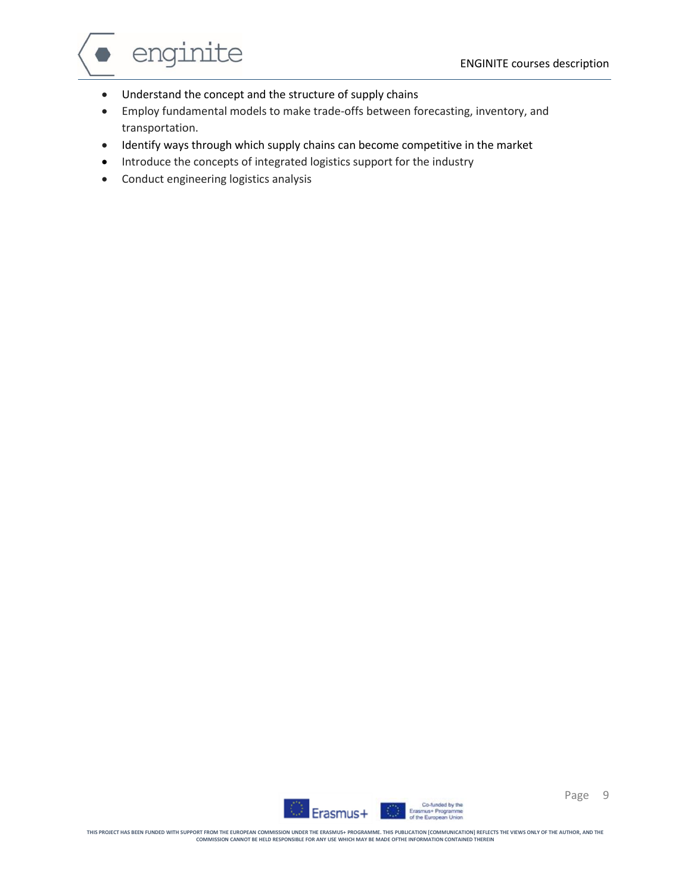- Understand the concept and the structure of supply chains
- Employ fundamental models to make trade-offs between forecasting, inventory, and transportation.
- Identify ways through which supply chains can become competitive in the market
- Introduce the concepts of integrated logistics support for the industry
- Conduct engineering logistics analysis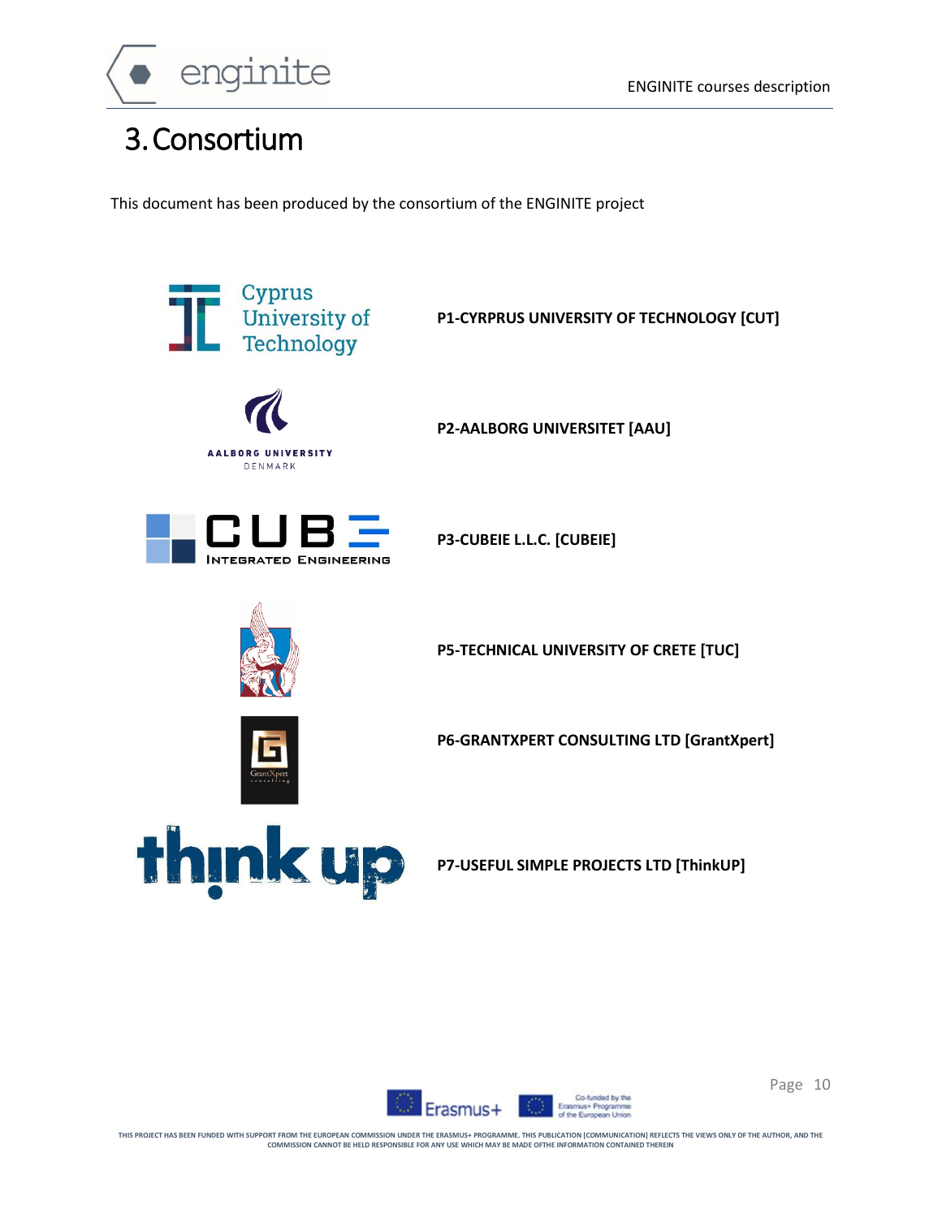# 3. Consortium

This document has been produced by the consortium of the ENGINITE project

**P1-CYRPRUS UNIVERSITY OF TECHNOLOGY [CUT]**

**P2-AALBORG UNIVERSITET [AAU]**

**P3-CUBEIE L.L.C. [CUBEIE]**

**P5-TECHNICAL UNIVERSITY OF CRETE [TUC]**

**P6-GRANTXPERT CONSULTING LTD [GrantXpert]**

**P7-USEFUL SIMPLE PROJECTS LTD [ThinkUP]**

THIS PROJECT HAS BEEN FUNDED WITH SUPPORT FROM THE EUROPEAN COMMISSION UNDER THE ERASMUS+ PROGRAMME. THIS PUBLICATION [COMMUNICATION] REFLECTS THE VIEWS ONLY OF THE AUTHOR, AND THE COMMISSION CANNOT BE HELD RESPONSIBLE FOR ANY USE WHICH MAY BE MADE OFTHE INFORMATION CONTAINED THEREIN